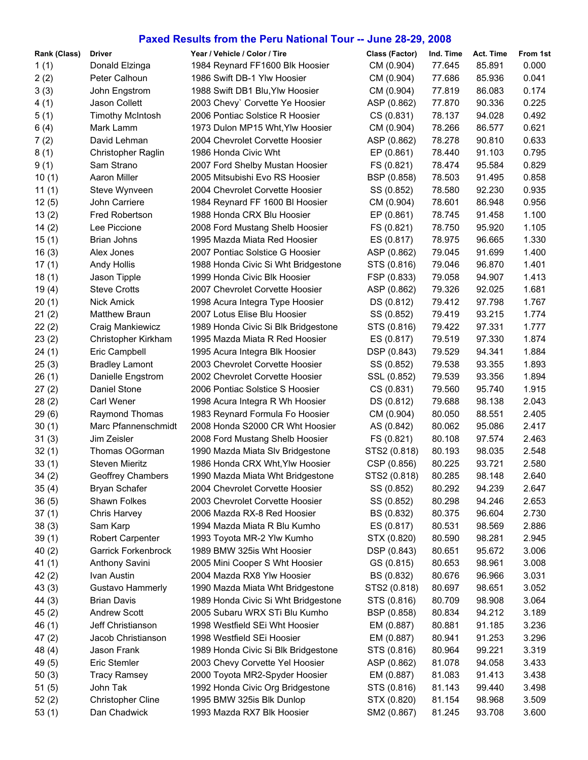# Paxed Results from the Peru National Tour -- June 28-29, 2008

| Rank (Class) | Driver | Year / Vehicle / Color / Tire | Class (Factor) | Ind. Time | Act. Time | From 1st |
|---|---|---|---|---|---|---|
| 1 (1) | Donald Elzinga | 1984 Reynard FF1600 Blk Hoosier | CM (0.904) | 77.645 | 85.891 | 0.000 |
| 2 (2) | Peter Calhoun | 1986 Swift DB-1 Ylw Hoosier | CM (0.904) | 77.686 | 85.936 | 0.041 |
| 3 (3) | John Engstrom | 1988 Swift DB1 Blu,Ylw Hoosier | CM (0.904) | 77.819 | 86.083 | 0.174 |
| 4 (1) | Jason Collett | 2003 Chevy` Corvette Ye Hoosier | ASP (0.862) | 77.870 | 90.336 | 0.225 |
| 5 (1) | Timothy McIntosh | 2006 Pontiac Solstice R Hoosier | CS (0.831) | 78.137 | 94.028 | 0.492 |
| 6 (4) | Mark Lamm | 1973 Dulon MP15 Wht,Ylw Hoosier | CM (0.904) | 78.266 | 86.577 | 0.621 |
| 7 (2) | David Lehman | 2004 Chevrolet Corvette Hoosier | ASP (0.862) | 78.278 | 90.810 | 0.633 |
| 8 (1) | Christopher Raglin | 1986 Honda Civic Wht | EP (0.861) | 78.440 | 91.103 | 0.795 |
| 9 (1) | Sam Strano | 2007 Ford Shelby Mustan Hoosier | FS (0.821) | 78.474 | 95.584 | 0.829 |
| 10 (1) | Aaron Miller | 2005 Mitsubishi Evo RS Hoosier | BSP (0.858) | 78.503 | 91.495 | 0.858 |
| 11 (1) | Steve Wynveen | 2004 Chevrolet Corvette Hoosier | SS (0.852) | 78.580 | 92.230 | 0.935 |
| 12 (5) | John Carriere | 1984 Reynard FF 1600 Bl Hoosier | CM (0.904) | 78.601 | 86.948 | 0.956 |
| 13 (2) | Fred Robertson | 1988 Honda CRX Blu Hoosier | EP (0.861) | 78.745 | 91.458 | 1.100 |
| 14 (2) | Lee Piccione | 2008 Ford Mustang Shelb Hoosier | FS (0.821) | 78.750 | 95.920 | 1.105 |
| 15 (1) | Brian Johns | 1995 Mazda Miata Red Hoosier | ES (0.817) | 78.975 | 96.665 | 1.330 |
| 16 (3) | Alex Jones | 2007 Pontiac Solstice G Hoosier | ASP (0.862) | 79.045 | 91.699 | 1.400 |
| 17 (1) | Andy Hollis | 1988 Honda Civic Si Wht Bridgestone | STS (0.816) | 79.046 | 96.870 | 1.401 |
| 18 (1) | Jason Tipple | 1999 Honda Civic Blk Hoosier | FSP (0.833) | 79.058 | 94.907 | 1.413 |
| 19 (4) | Steve Crotts | 2007 Chevrolet Corvette Hoosier | ASP (0.862) | 79.326 | 92.025 | 1.681 |
| 20 (1) | Nick Amick | 1998 Acura Integra Type Hoosier | DS (0.812) | 79.412 | 97.798 | 1.767 |
| 21 (2) | Matthew Braun | 2007 Lotus Elise Blu Hoosier | SS (0.852) | 79.419 | 93.215 | 1.774 |
| 22 (2) | Craig Mankiewicz | 1989 Honda Civic Si Blk Bridgestone | STS (0.816) | 79.422 | 97.331 | 1.777 |
| 23 (2) | Christopher Kirkham | 1995 Mazda Miata R Red Hoosier | ES (0.817) | 79.519 | 97.330 | 1.874 |
| 24 (1) | Eric Campbell | 1995 Acura Integra Blk Hoosier | DSP (0.843) | 79.529 | 94.341 | 1.884 |
| 25 (3) | Bradley Lamont | 2003 Chevrolet Corvette Hoosier | SS (0.852) | 79.538 | 93.355 | 1.893 |
| 26 (1) | Danielle Engstrom | 2002 Chevrolet Corvette Hoosier | SSL (0.852) | 79.539 | 93.356 | 1.894 |
| 27 (2) | Daniel Stone | 2006 Pontiac Solstice S Hoosier | CS (0.831) | 79.560 | 95.740 | 1.915 |
| 28 (2) | Carl Wener | 1998 Acura Integra R Wh Hoosier | DS (0.812) | 79.688 | 98.138 | 2.043 |
| 29 (6) | Raymond Thomas | 1983 Reynard Formula Fo Hoosier | CM (0.904) | 80.050 | 88.551 | 2.405 |
| 30 (1) | Marc Pfannenschmidt | 2008 Honda S2000 CR Wht Hoosier | AS (0.842) | 80.062 | 95.086 | 2.417 |
| 31 (3) | Jim Zeisler | 2008 Ford Mustang Shelb Hoosier | FS (0.821) | 80.108 | 97.574 | 2.463 |
| 32 (1) | Thomas OGorman | 1990 Mazda Miata Slv Bridgestone | STS2 (0.818) | 80.193 | 98.035 | 2.548 |
| 33 (1) | Steven Mieritz | 1986 Honda CRX Wht,Ylw Hoosier | CSP (0.856) | 80.225 | 93.721 | 2.580 |
| 34 (2) | Geoffrey Chambers | 1990 Mazda Miata Wht Bridgestone | STS2 (0.818) | 80.285 | 98.148 | 2.640 |
| 35 (4) | Bryan Schafer | 2004 Chevrolet Corvette Hoosier | SS (0.852) | 80.292 | 94.239 | 2.647 |
| 36 (5) | Shawn Folkes | 2003 Chevrolet Corvette Hoosier | SS (0.852) | 80.298 | 94.246 | 2.653 |
| 37 (1) | Chris Harvey | 2006 Mazda RX-8 Red Hoosier | BS (0.832) | 80.375 | 96.604 | 2.730 |
| 38 (3) | Sam Karp | 1994 Mazda Miata R Blu Kumho | ES (0.817) | 80.531 | 98.569 | 2.886 |
| 39 (1) | Robert Carpenter | 1993 Toyota MR-2 Ylw Kumho | STX (0.820) | 80.590 | 98.281 | 2.945 |
| 40 (2) | Garrick Forkenbrock | 1989 BMW 325is Wht Hoosier | DSP (0.843) | 80.651 | 95.672 | 3.006 |
| 41 (1) | Anthony Savini | 2005 Mini Cooper S Wht Hoosier | GS (0.815) | 80.653 | 98.961 | 3.008 |
| 42 (2) | Ivan Austin | 2004 Mazda RX8 Ylw Hoosier | BS (0.832) | 80.676 | 96.966 | 3.031 |
| 43 (3) | Gustavo Hammerly | 1990 Mazda Miata Wht Bridgestone | STS2 (0.818) | 80.697 | 98.651 | 3.052 |
| 44 (3) | Brian Davis | 1989 Honda Civic Si Wht Bridgestone | STS (0.816) | 80.709 | 98.908 | 3.064 |
| 45 (2) | Andrew Scott | 2005 Subaru WRX STi Blu Kumho | BSP (0.858) | 80.834 | 94.212 | 3.189 |
| 46 (1) | Jeff Christianson | 1998 Westfield SEi Wht Hoosier | EM (0.887) | 80.881 | 91.185 | 3.236 |
| 47 (2) | Jacob Christianson | 1998 Westfield SEi Hoosier | EM (0.887) | 80.941 | 91.253 | 3.296 |
| 48 (4) | Jason Frank | 1989 Honda Civic Si Blk Bridgestone | STS (0.816) | 80.964 | 99.221 | 3.319 |
| 49 (5) | Eric Stemler | 2003 Chevy Corvette Yel Hoosier | ASP (0.862) | 81.078 | 94.058 | 3.433 |
| 50 (3) | Tracy Ramsey | 2000 Toyota MR2-Spyder Hoosier | EM (0.887) | 81.083 | 91.413 | 3.438 |
| 51 (5) | John Tak | 1992 Honda Civic Org Bridgestone | STS (0.816) | 81.143 | 99.440 | 3.498 |
| 52 (2) | Christopher Cline | 1995 BMW 325is Blk Dunlop | STX (0.820) | 81.154 | 98.968 | 3.509 |
| 53 (1) | Dan Chadwick | 1993 Mazda RX7 Blk Hoosier | SM2 (0.867) | 81.245 | 93.708 | 3.600 |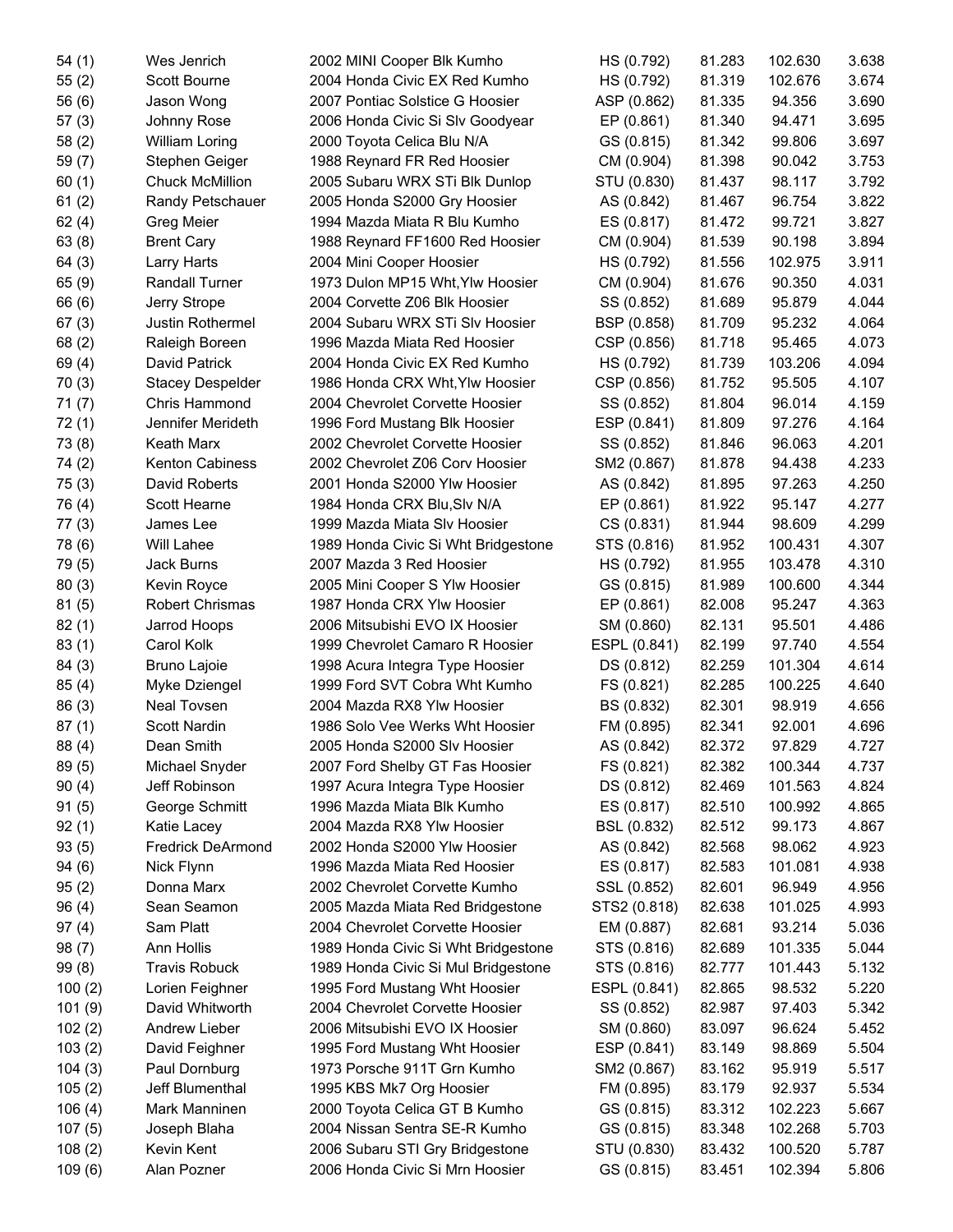| | | | | | | |
|---|---|---|---|---|---|---|
| 54 (1) | Wes Jenrich | 2002 MINI Cooper Blk Kumho | HS (0.792) | 81.283 | 102.630 | 3.638 |
| 55 (2) | Scott Bourne | 2004 Honda Civic EX Red Kumho | HS (0.792) | 81.319 | 102.676 | 3.674 |
| 56 (6) | Jason Wong | 2007 Pontiac Solstice G Hoosier | ASP (0.862) | 81.335 | 94.356 | 3.690 |
| 57 (3) | Johnny Rose | 2006 Honda Civic Si Slv Goodyear | EP (0.861) | 81.340 | 94.471 | 3.695 |
| 58 (2) | William Loring | 2000 Toyota Celica Blu N/A | GS (0.815) | 81.342 | 99.806 | 3.697 |
| 59 (7) | Stephen Geiger | 1988 Reynard FR Red Hoosier | CM (0.904) | 81.398 | 90.042 | 3.753 |
| 60 (1) | Chuck McMillion | 2005 Subaru WRX STi Blk Dunlop | STU (0.830) | 81.437 | 98.117 | 3.792 |
| 61 (2) | Randy Petschauer | 2005 Honda S2000 Gry Hoosier | AS (0.842) | 81.467 | 96.754 | 3.822 |
| 62 (4) | Greg Meier | 1994 Mazda Miata R Blu Kumho | ES (0.817) | 81.472 | 99.721 | 3.827 |
| 63 (8) | Brent Cary | 1988 Reynard FF1600 Red Hoosier | CM (0.904) | 81.539 | 90.198 | 3.894 |
| 64 (3) | Larry Harts | 2004 Mini Cooper Hoosier | HS (0.792) | 81.556 | 102.975 | 3.911 |
| 65 (9) | Randall Turner | 1973 Dulon MP15 Wht,Ylw Hoosier | CM (0.904) | 81.676 | 90.350 | 4.031 |
| 66 (6) | Jerry Strope | 2004 Corvette Z06 Blk Hoosier | SS (0.852) | 81.689 | 95.879 | 4.044 |
| 67 (3) | Justin Rothermel | 2004 Subaru WRX STi Slv Hoosier | BSP (0.858) | 81.709 | 95.232 | 4.064 |
| 68 (2) | Raleigh Boreen | 1996 Mazda Miata Red Hoosier | CSP (0.856) | 81.718 | 95.465 | 4.073 |
| 69 (4) | David Patrick | 2004 Honda Civic EX Red Kumho | HS (0.792) | 81.739 | 103.206 | 4.094 |
| 70 (3) | Stacey Despelder | 1986 Honda CRX Wht,Ylw Hoosier | CSP (0.856) | 81.752 | 95.505 | 4.107 |
| 71 (7) | Chris Hammond | 2004 Chevrolet Corvette Hoosier | SS (0.852) | 81.804 | 96.014 | 4.159 |
| 72 (1) | Jennifer Merideth | 1996 Ford Mustang Blk Hoosier | ESP (0.841) | 81.809 | 97.276 | 4.164 |
| 73 (8) | Keath Marx | 2002 Chevrolet Corvette Hoosier | SS (0.852) | 81.846 | 96.063 | 4.201 |
| 74 (2) | Kenton Cabiness | 2002 Chevrolet Z06 Corv Hoosier | SM2 (0.867) | 81.878 | 94.438 | 4.233 |
| 75 (3) | David Roberts | 2001 Honda S2000 Ylw Hoosier | AS (0.842) | 81.895 | 97.263 | 4.250 |
| 76 (4) | Scott Hearne | 1984 Honda CRX Blu,Slv N/A | EP (0.861) | 81.922 | 95.147 | 4.277 |
| 77 (3) | James Lee | 1999 Mazda Miata Slv Hoosier | CS (0.831) | 81.944 | 98.609 | 4.299 |
| 78 (6) | Will Lahee | 1989 Honda Civic Si Wht Bridgestone | STS (0.816) | 81.952 | 100.431 | 4.307 |
| 79 (5) | Jack Burns | 2007 Mazda 3 Red Hoosier | HS (0.792) | 81.955 | 103.478 | 4.310 |
| 80 (3) | Kevin Royce | 2005 Mini Cooper S Ylw Hoosier | GS (0.815) | 81.989 | 100.600 | 4.344 |
| 81 (5) | Robert Chrismas | 1987 Honda CRX Ylw Hoosier | EP (0.861) | 82.008 | 95.247 | 4.363 |
| 82 (1) | Jarrod Hoops | 2006 Mitsubishi EVO IX Hoosier | SM (0.860) | 82.131 | 95.501 | 4.486 |
| 83 (1) | Carol Kolk | 1999 Chevrolet Camaro R Hoosier | ESPL (0.841) | 82.199 | 97.740 | 4.554 |
| 84 (3) | Bruno Lajoie | 1998 Acura Integra Type Hoosier | DS (0.812) | 82.259 | 101.304 | 4.614 |
| 85 (4) | Myke Dziengel | 1999 Ford SVT Cobra Wht Kumho | FS (0.821) | 82.285 | 100.225 | 4.640 |
| 86 (3) | Neal Tovsen | 2004 Mazda RX8 Ylw Hoosier | BS (0.832) | 82.301 | 98.919 | 4.656 |
| 87 (1) | Scott Nardin | 1986 Solo Vee Werks Wht Hoosier | FM (0.895) | 82.341 | 92.001 | 4.696 |
| 88 (4) | Dean Smith | 2005 Honda S2000 Slv Hoosier | AS (0.842) | 82.372 | 97.829 | 4.727 |
| 89 (5) | Michael Snyder | 2007 Ford Shelby GT Fas Hoosier | FS (0.821) | 82.382 | 100.344 | 4.737 |
| 90 (4) | Jeff Robinson | 1997 Acura Integra Type Hoosier | DS (0.812) | 82.469 | 101.563 | 4.824 |
| 91 (5) | George Schmitt | 1996 Mazda Miata Blk Kumho | ES (0.817) | 82.510 | 100.992 | 4.865 |
| 92 (1) | Katie Lacey | 2004 Mazda RX8 Ylw Hoosier | BSL (0.832) | 82.512 | 99.173 | 4.867 |
| 93 (5) | Fredrick DeArmond | 2002 Honda S2000 Ylw Hoosier | AS (0.842) | 82.568 | 98.062 | 4.923 |
| 94 (6) | Nick Flynn | 1996 Mazda Miata Red Hoosier | ES (0.817) | 82.583 | 101.081 | 4.938 |
| 95 (2) | Donna Marx | 2002 Chevrolet Corvette Kumho | SSL (0.852) | 82.601 | 96.949 | 4.956 |
| 96 (4) | Sean Seamon | 2005 Mazda Miata Red Bridgestone | STS2 (0.818) | 82.638 | 101.025 | 4.993 |
| 97 (4) | Sam Platt | 2004 Chevrolet Corvette Hoosier | EM (0.887) | 82.681 | 93.214 | 5.036 |
| 98 (7) | Ann Hollis | 1989 Honda Civic Si Wht Bridgestone | STS (0.816) | 82.689 | 101.335 | 5.044 |
| 99 (8) | Travis Robuck | 1989 Honda Civic Si Mul Bridgestone | STS (0.816) | 82.777 | 101.443 | 5.132 |
| 100 (2) | Lorien Feighner | 1995 Ford Mustang Wht Hoosier | ESPL (0.841) | 82.865 | 98.532 | 5.220 |
| 101 (9) | David Whitworth | 2004 Chevrolet Corvette Hoosier | SS (0.852) | 82.987 | 97.403 | 5.342 |
| 102 (2) | Andrew Lieber | 2006 Mitsubishi EVO IX Hoosier | SM (0.860) | 83.097 | 96.624 | 5.452 |
| 103 (2) | David Feighner | 1995 Ford Mustang Wht Hoosier | ESP (0.841) | 83.149 | 98.869 | 5.504 |
| 104 (3) | Paul Dornburg | 1973 Porsche 911T Grn Kumho | SM2 (0.867) | 83.162 | 95.919 | 5.517 |
| 105 (2) | Jeff Blumenthal | 1995 KBS Mk7 Org Hoosier | FM (0.895) | 83.179 | 92.937 | 5.534 |
| 106 (4) | Mark Manninen | 2000 Toyota Celica GT B Kumho | GS (0.815) | 83.312 | 102.223 | 5.667 |
| 107 (5) | Joseph Blaha | 2004 Nissan Sentra SE-R Kumho | GS (0.815) | 83.348 | 102.268 | 5.703 |
| 108 (2) | Kevin Kent | 2006 Subaru STI Gry Bridgestone | STU (0.830) | 83.432 | 100.520 | 5.787 |
| 109 (6) | Alan Pozner | 2006 Honda Civic Si Mrn Hoosier | GS (0.815) | 83.451 | 102.394 | 5.806 |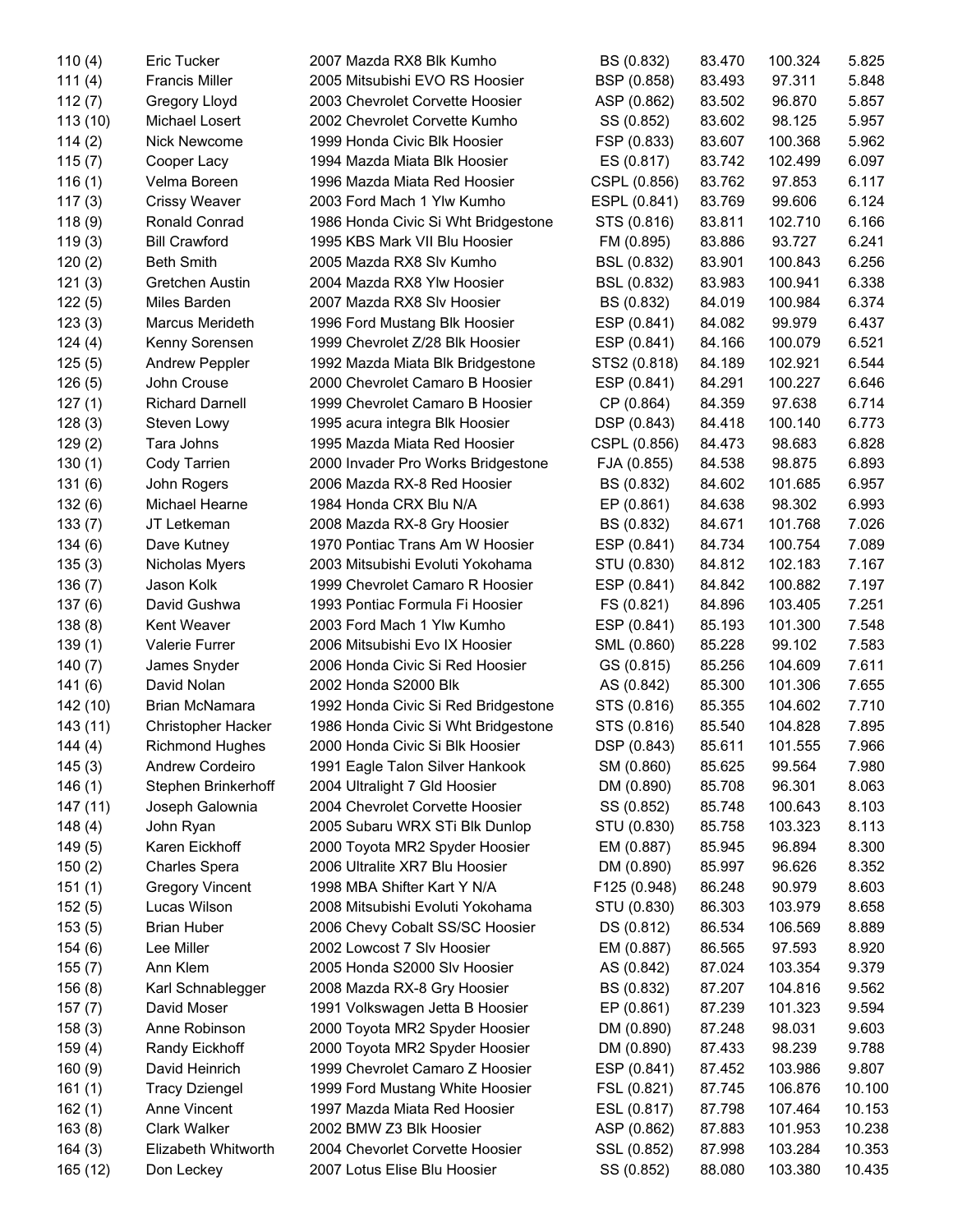| | | | | | | |
|---|---|---|---|---|---|---|
| 110 (4) | Eric Tucker | 2007 Mazda RX8 Blk Kumho | BS (0.832) | 83.470 | 100.324 | 5.825 |
| 111 (4) | Francis Miller | 2005 Mitsubishi EVO RS Hoosier | BSP (0.858) | 83.493 | 97.311 | 5.848 |
| 112 (7) | Gregory Lloyd | 2003 Chevrolet Corvette Hoosier | ASP (0.862) | 83.502 | 96.870 | 5.857 |
| 113 (10) | Michael Losert | 2002 Chevrolet Corvette Kumho | SS (0.852) | 83.602 | 98.125 | 5.957 |
| 114 (2) | Nick Newcome | 1999 Honda Civic Blk Hoosier | FSP (0.833) | 83.607 | 100.368 | 5.962 |
| 115 (7) | Cooper Lacy | 1994 Mazda Miata Blk Hoosier | ES (0.817) | 83.742 | 102.499 | 6.097 |
| 116 (1) | Velma Boreen | 1996 Mazda Miata Red Hoosier | CSPL (0.856) | 83.762 | 97.853 | 6.117 |
| 117 (3) | Crissy Weaver | 2003 Ford Mach 1 Ylw Kumho | ESPL (0.841) | 83.769 | 99.606 | 6.124 |
| 118 (9) | Ronald Conrad | 1986 Honda Civic Si Wht Bridgestone | STS (0.816) | 83.811 | 102.710 | 6.166 |
| 119 (3) | Bill Crawford | 1995 KBS Mark VII Blu Hoosier | FM (0.895) | 83.886 | 93.727 | 6.241 |
| 120 (2) | Beth Smith | 2005 Mazda RX8 Slv Kumho | BSL (0.832) | 83.901 | 100.843 | 6.256 |
| 121 (3) | Gretchen Austin | 2004 Mazda RX8 Ylw Hoosier | BSL (0.832) | 83.983 | 100.941 | 6.338 |
| 122 (5) | Miles Barden | 2007 Mazda RX8 Slv Hoosier | BS (0.832) | 84.019 | 100.984 | 6.374 |
| 123 (3) | Marcus Merideth | 1996 Ford Mustang Blk Hoosier | ESP (0.841) | 84.082 | 99.979 | 6.437 |
| 124 (4) | Kenny Sorensen | 1999 Chevrolet Z/28 Blk Hoosier | ESP (0.841) | 84.166 | 100.079 | 6.521 |
| 125 (5) | Andrew Peppler | 1992 Mazda Miata Blk Bridgestone | STS2 (0.818) | 84.189 | 102.921 | 6.544 |
| 126 (5) | John Crouse | 2000 Chevrolet Camaro B Hoosier | ESP (0.841) | 84.291 | 100.227 | 6.646 |
| 127 (1) | Richard Darnell | 1999 Chevrolet Camaro B Hoosier | CP (0.864) | 84.359 | 97.638 | 6.714 |
| 128 (3) | Steven Lowy | 1995 acura integra Blk Hoosier | DSP (0.843) | 84.418 | 100.140 | 6.773 |
| 129 (2) | Tara Johns | 1995 Mazda Miata Red Hoosier | CSPL (0.856) | 84.473 | 98.683 | 6.828 |
| 130 (1) | Cody Tarrien | 2000 Invader Pro Works Bridgestone | FJA (0.855) | 84.538 | 98.875 | 6.893 |
| 131 (6) | John Rogers | 2006 Mazda RX-8 Red Hoosier | BS (0.832) | 84.602 | 101.685 | 6.957 |
| 132 (6) | Michael Hearne | 1984 Honda CRX Blu N/A | EP (0.861) | 84.638 | 98.302 | 6.993 |
| 133 (7) | JT Letkeman | 2008 Mazda RX-8 Gry Hoosier | BS (0.832) | 84.671 | 101.768 | 7.026 |
| 134 (6) | Dave Kutney | 1970 Pontiac Trans Am W Hoosier | ESP (0.841) | 84.734 | 100.754 | 7.089 |
| 135 (3) | Nicholas Myers | 2003 Mitsubishi Evoluti Yokohama | STU (0.830) | 84.812 | 102.183 | 7.167 |
| 136 (7) | Jason Kolk | 1999 Chevrolet Camaro R Hoosier | ESP (0.841) | 84.842 | 100.882 | 7.197 |
| 137 (6) | David Gushwa | 1993 Pontiac Formula Fi Hoosier | FS (0.821) | 84.896 | 103.405 | 7.251 |
| 138 (8) | Kent Weaver | 2003 Ford Mach 1 Ylw Kumho | ESP (0.841) | 85.193 | 101.300 | 7.548 |
| 139 (1) | Valerie Furrer | 2006 Mitsubishi Evo IX Hoosier | SML (0.860) | 85.228 | 99.102 | 7.583 |
| 140 (7) | James Snyder | 2006 Honda Civic Si Red Hoosier | GS (0.815) | 85.256 | 104.609 | 7.611 |
| 141 (6) | David Nolan | 2002 Honda S2000 Blk | AS (0.842) | 85.300 | 101.306 | 7.655 |
| 142 (10) | Brian McNamara | 1992 Honda Civic Si Red Bridgestone | STS (0.816) | 85.355 | 104.602 | 7.710 |
| 143 (11) | Christopher Hacker | 1986 Honda Civic Si Wht Bridgestone | STS (0.816) | 85.540 | 104.828 | 7.895 |
| 144 (4) | Richmond Hughes | 2000 Honda Civic Si Blk Hoosier | DSP (0.843) | 85.611 | 101.555 | 7.966 |
| 145 (3) | Andrew Cordeiro | 1991 Eagle Talon Silver Hankook | SM (0.860) | 85.625 | 99.564 | 7.980 |
| 146 (1) | Stephen Brinkerhoff | 2004 Ultralight 7 Gld Hoosier | DM (0.890) | 85.708 | 96.301 | 8.063 |
| 147 (11) | Joseph Galownia | 2004 Chevrolet Corvette Hoosier | SS (0.852) | 85.748 | 100.643 | 8.103 |
| 148 (4) | John Ryan | 2005 Subaru WRX STi Blk Dunlop | STU (0.830) | 85.758 | 103.323 | 8.113 |
| 149 (5) | Karen Eickhoff | 2000 Toyota MR2 Spyder Hoosier | EM (0.887) | 85.945 | 96.894 | 8.300 |
| 150 (2) | Charles Spera | 2006 Ultralite XR7 Blu Hoosier | DM (0.890) | 85.997 | 96.626 | 8.352 |
| 151 (1) | Gregory Vincent | 1998 MBA Shifter Kart Y N/A | F125 (0.948) | 86.248 | 90.979 | 8.603 |
| 152 (5) | Lucas Wilson | 2008 Mitsubishi Evoluti Yokohama | STU (0.830) | 86.303 | 103.979 | 8.658 |
| 153 (5) | Brian Huber | 2006 Chevy Cobalt SS/SC Hoosier | DS (0.812) | 86.534 | 106.569 | 8.889 |
| 154 (6) | Lee Miller | 2002 Lowcost 7 Slv Hoosier | EM (0.887) | 86.565 | 97.593 | 8.920 |
| 155 (7) | Ann Klem | 2005 Honda S2000 Slv Hoosier | AS (0.842) | 87.024 | 103.354 | 9.379 |
| 156 (8) | Karl Schnablegger | 2008 Mazda RX-8 Gry Hoosier | BS (0.832) | 87.207 | 104.816 | 9.562 |
| 157 (7) | David Moser | 1991 Volkswagen Jetta B Hoosier | EP (0.861) | 87.239 | 101.323 | 9.594 |
| 158 (3) | Anne Robinson | 2000 Toyota MR2 Spyder Hoosier | DM (0.890) | 87.248 | 98.031 | 9.603 |
| 159 (4) | Randy Eickhoff | 2000 Toyota MR2 Spyder Hoosier | DM (0.890) | 87.433 | 98.239 | 9.788 |
| 160 (9) | David Heinrich | 1999 Chevrolet Camaro Z Hoosier | ESP (0.841) | 87.452 | 103.986 | 9.807 |
| 161 (1) | Tracy Dziengel | 1999 Ford Mustang White Hoosier | FSL (0.821) | 87.745 | 106.876 | 10.100 |
| 162 (1) | Anne Vincent | 1997 Mazda Miata Red Hoosier | ESL (0.817) | 87.798 | 107.464 | 10.153 |
| 163 (8) | Clark Walker | 2002 BMW Z3 Blk Hoosier | ASP (0.862) | 87.883 | 101.953 | 10.238 |
| 164 (3) | Elizabeth Whitworth | 2004 Chevorlet Corvette Hoosier | SSL (0.852) | 87.998 | 103.284 | 10.353 |
| 165 (12) | Don Leckey | 2007 Lotus Elise Blu Hoosier | SS (0.852) | 88.080 | 103.380 | 10.435 |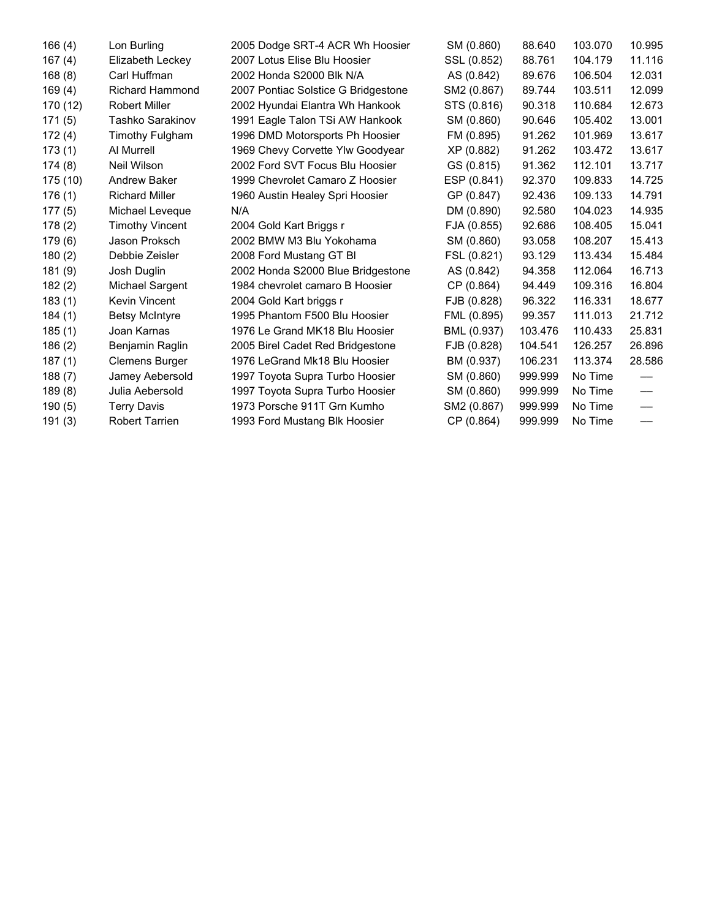| | | | | | | |
|---|---|---|---|---|---|---|
| 166 (4) | Lon Burling | 2005 Dodge SRT-4 ACR Wh Hoosier | SM (0.860) | 88.640 | 103.070 | 10.995 |
| 167 (4) | Elizabeth Leckey | 2007 Lotus Elise Blu Hoosier | SSL (0.852) | 88.761 | 104.179 | 11.116 |
| 168 (8) | Carl Huffman | 2002 Honda S2000 Blk N/A | AS (0.842) | 89.676 | 106.504 | 12.031 |
| 169 (4) | Richard Hammond | 2007 Pontiac Solstice G Bridgestone | SM2 (0.867) | 89.744 | 103.511 | 12.099 |
| 170 (12) | Robert Miller | 2002 Hyundai Elantra Wh Hankook | STS (0.816) | 90.318 | 110.684 | 12.673 |
| 171 (5) | Tashko Sarakinov | 1991 Eagle Talon TSi AW Hankook | SM (0.860) | 90.646 | 105.402 | 13.001 |
| 172 (4) | Timothy Fulgham | 1996 DMD Motorsports Ph Hoosier | FM (0.895) | 91.262 | 101.969 | 13.617 |
| 173 (1) | Al Murrell | 1969 Chevy Corvette Ylw Goodyear | XP (0.882) | 91.262 | 103.472 | 13.617 |
| 174 (8) | Neil Wilson | 2002 Ford SVT Focus Blu Hoosier | GS (0.815) | 91.362 | 112.101 | 13.717 |
| 175 (10) | Andrew Baker | 1999 Chevrolet Camaro Z Hoosier | ESP (0.841) | 92.370 | 109.833 | 14.725 |
| 176 (1) | Richard Miller | 1960 Austin Healey Spri Hoosier | GP (0.847) | 92.436 | 109.133 | 14.791 |
| 177 (5) | Michael Leveque | N/A | DM (0.890) | 92.580 | 104.023 | 14.935 |
| 178 (2) | Timothy Vincent | 2004 Gold Kart Briggs r | FJA (0.855) | 92.686 | 108.405 | 15.041 |
| 179 (6) | Jason Proksch | 2002 BMW M3 Blu Yokohama | SM (0.860) | 93.058 | 108.207 | 15.413 |
| 180 (2) | Debbie Zeisler | 2008 Ford Mustang GT Bl | FSL (0.821) | 93.129 | 113.434 | 15.484 |
| 181 (9) | Josh Duglin | 2002 Honda S2000 Blue Bridgestone | AS (0.842) | 94.358 | 112.064 | 16.713 |
| 182 (2) | Michael Sargent | 1984 chevrolet camaro B Hoosier | CP (0.864) | 94.449 | 109.316 | 16.804 |
| 183 (1) | Kevin Vincent | 2004 Gold Kart briggs r | FJB (0.828) | 96.322 | 116.331 | 18.677 |
| 184 (1) | Betsy McIntyre | 1995 Phantom F500 Blu Hoosier | FML (0.895) | 99.357 | 111.013 | 21.712 |
| 185 (1) | Joan Karnas | 1976 Le Grand MK18 Blu Hoosier | BML (0.937) | 103.476 | 110.433 | 25.831 |
| 186 (2) | Benjamin Raglin | 2005 Birel Cadet Red Bridgestone | FJB (0.828) | 104.541 | 126.257 | 26.896 |
| 187 (1) | Clemens Burger | 1976 LeGrand Mk18 Blu Hoosier | BM (0.937) | 106.231 | 113.374 | 28.586 |
| 188 (7) | Jamey Aebersold | 1997 Toyota Supra Turbo Hoosier | SM (0.860) | 999.999 | No Time | — |
| 189 (8) | Julia Aebersold | 1997 Toyota Supra Turbo Hoosier | SM (0.860) | 999.999 | No Time | — |
| 190 (5) | Terry Davis | 1973 Porsche 911T Grn Kumho | SM2 (0.867) | 999.999 | No Time | — |
| 191 (3) | Robert Tarrien | 1993 Ford Mustang Blk Hoosier | CP (0.864) | 999.999 | No Time | — |